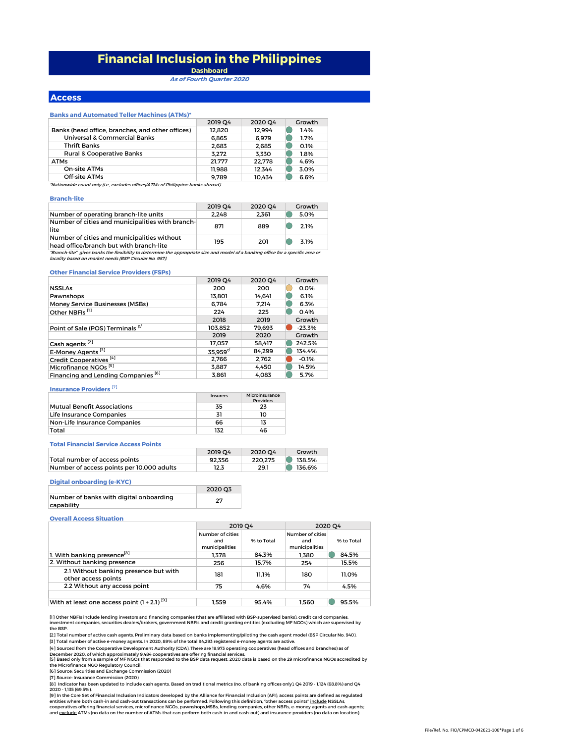# Financial Inclusion in the Philippines

**Dashboard**

*As of Fourth Quarter 2020*

## Access

### Banks and Automated Teller Machines (ATMs)*

| | 2019 Q4 | 2020 Q4 | Growth |
|---|---|---|---|
| Banks (head office, branches, and other offices) | 12,820 | 12,994 | 1.4% |
| Universal & Commercial Banks | 6,865 | 6,979 | 1.7% |
| Thrift Banks | 2,683 | 2,685 | 0.1% |
| Rural & Cooperative Banks | 3,272 | 3,330 | 1.8% |
| ATMs | 21,777 | 22,778 | 4.6% |
| On-site ATMs | 11,988 | 12,344 | 3.0% |
| Off-site ATMs | 9,789 | 10,434 | 6.6% |

*\*Nationwide count only (i.e., excludes offices/ATMs of Philippine banks abroad)*

### Branch-lite

| | 2019 Q4 | 2020 Q4 | Growth |
|---|---|---|---|
| Number of operating branch-lite units | 2,248 | 2,361 | 5.0% |
| Number of cities and municipalities with branch-lite | 871 | 889 | 2.1% |
| Number of cities and municipalities without head office/branch but with branch-lite | 195 | 201 | 3.1% |

*"Branch-lite" gives banks the flexibility to determine the appropriate size and model of a banking office for a specific area or locality based on market needs (BSP Circular No. 987).*

### Other Financial Service Providers (FSPs)

| | 2019 Q4 | 2020 Q4 | Growth |
|---|---|---|---|
| NSSLAs | 200 | 200 | 0.0% |
| Pawnshops | 13,801 | 14,641 | 6.1% |
| Money Service Businesses (MSBs) | 6,784 | 7,214 | 6.3% |
| Other NBFIs [1] | 224 | 225 | 0.4% |
| | 2018 | 2019 | Growth |
| Point of Sale (POS) Terminals p/ | 103,852 | 79,693 | -23.3% |
| | 2019 | 2020 | Growth |
| Cash agents [2] | 17,057 | 58,417 | 242.5% |
| E-Money Agents [3] | 35,959 r/ | 84,299 | 134.4% |
| Credit Cooperatives [4] | 2,766 | 2,762 | -0.1% |
| Microfinance NGOs [5] | 3,887 | 4,450 | 14.5% |
| Financing and Lending Companies [6] | 3,861 | 4,083 | 5.7% |

### Insurance Providers [7]

| | Insurers | Microinsurance Providers |
|---|---|---|
| Mutual Benefit Associations | 35 | 23 |
| Life Insurance Companies | 31 | 10 |
| Non-Life Insurance Companies | 66 | 13 |
| Total | 132 | 46 |

### Total Financial Service Access Points

| | 2019 Q4 | 2020 Q4 | Growth |
|---|---|---|---|
| Total number of access points | 92,356 | 220,275 | 138.5% |
| Number of access points per 10,000 adults | 12.3 | 29.1 | 136.6% |

### Digital onboarding (e-KYC)

| | 2020 Q3 |
|---|---|
| Number of banks with digital onboarding capability | 27 |

### Overall Access Situation

| | 2019 Q4 | | 2020 Q4 | |
|---|---|---|---|---|
| | Number of cities and municipalities | % to Total | Number of cities and municipalities | % to Total |
| 1. With banking presence [8] | 1,378 | 84.3% | 1,380 | 84.5% |
| 2. Without banking presence | 256 | 15.7% | 254 | 15.5% |
| 2.1 Without banking presence but with other access points | 181 | 11.1% | 180 | 11.0% |
| 2.2 Without any access point | 75 | 4.6% | 74 | 4.5% |
| With at least one access point (1 + 2.1) [9] | 1,559 | 95.4% | 1,560 | 95.5% |

[1] Other NBFIs include lending investors and financing companies (that are affiliated with BSP-supervised banks), credit card companies, investment companies, securities dealers/brokers, government NBFIs and credit granting entities (excluding MF NGOs) which are supervised by the BSP.

[2] Total number of active cash agents. Preliminary data based on banks implementing/piloting the cash agent model (BSP Circular No. 940).

[3] Total number of active e-money agents. In 2020, 89% of the total 94,293 registered e-money agents are active.

[4] Sourced from the Cooperative Development Authority (CDA). There are 19,973 operating cooperatives (head offices and branches) as of December 2020, of which approximately 9,484 cooperatives are offering financial services.

[5] Based only from a sample of MF NGOs that responded to the BSP data request. 2020 data is based on the 29 microfinance NGOs accredited by the Microfinance NGO Regulatory Council.

[6] Source: Securities and Exchange Commission (2020)

[7] Source: Insurance Commission (2020)

[8] Indicator has been updated to include cash agents. Based on traditional metrics (no. of banking offices only), Q4 2019 - 1,124 (68.8%) and Q4 2020 - 1,135 (69.5%).

[9] In the Core Set of Financial Inclusion Indicators developed by the Alliance for Financial Inclusion (AFI), access points are defined as regulated entities where both cash-in and cash-out transactions can be performed. Following this definition, "other access points" include NSSLAs, cooperatives offering financial services, microfinance NGOs, pawnshops,MSBs, lending companies, other NBFIs, e-money agents and cash agents; and exclude ATMs (no data on the number of ATMs that can perform both cash-in and cash-out) and insurance providers (no data on location).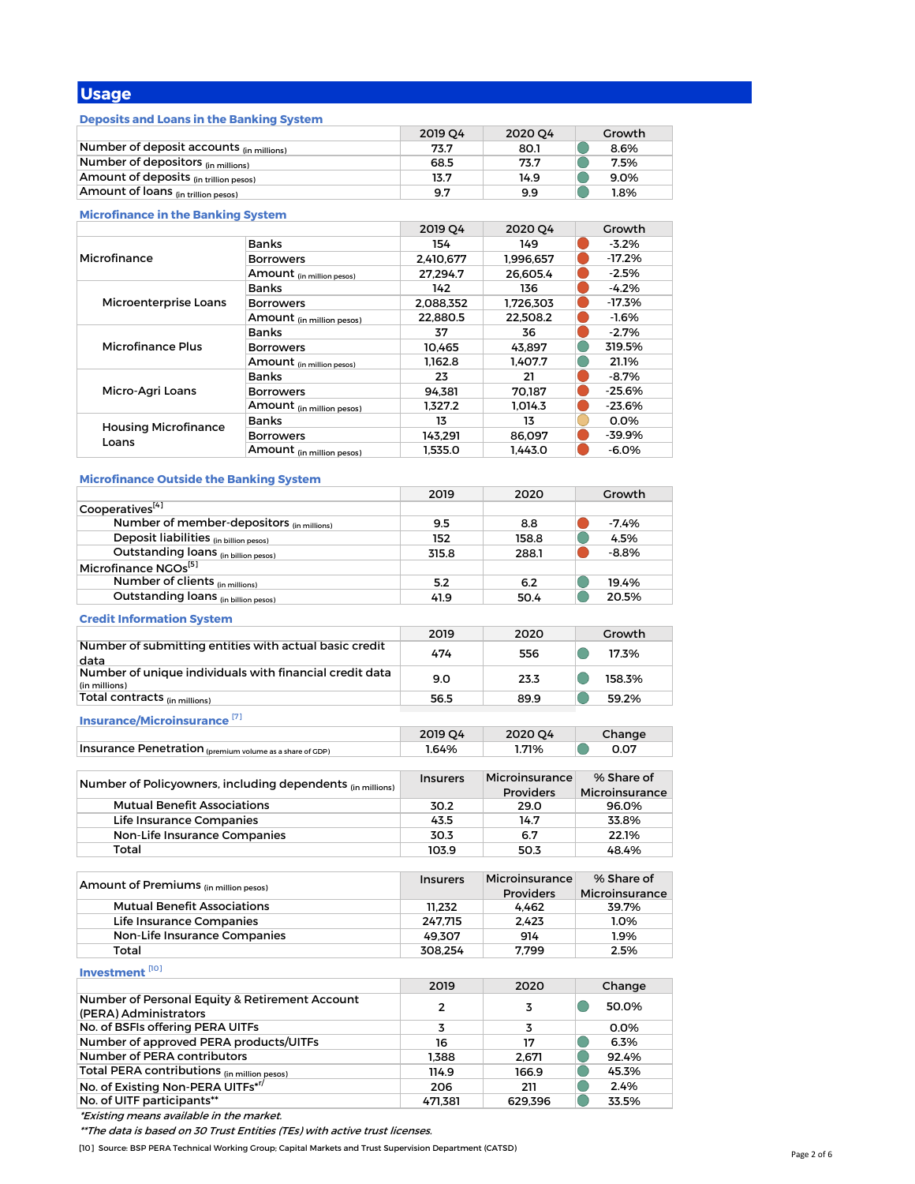## Usage

### Deposits and Loans in the Banking System

| | 2019 Q4 | 2020 Q4 | Growth |
|---|---|---|---|
| Number of deposit accounts (in millions) | 73.7 | 80.1 | 8.6% |
| Number of depositors (in millions) | 68.5 | 73.7 | 7.5% |
| Amount of deposits (in trillion pesos) | 13.7 | 14.9 | 9.0% |
| Amount of loans (in trillion pesos) | 9.7 | 9.9 | 1.8% |

### Microfinance in the Banking System

| | | 2019 Q4 | 2020 Q4 | Growth |
|---|---|---|---|---|
| Microfinance | Banks | 154 | 149 | -3.2% |
| | Borrowers | 2,410,677 | 1,996,657 | -17.2% |
| | Amount (in million pesos) | 27,294.7 | 26,605.4 | -2.5% |
| Microenterprise Loans | Banks | 142 | 136 | -4.2% |
| | Borrowers | 2,088,352 | 1,726,303 | -17.3% |
| | Amount (in million pesos) | 22,880.5 | 22,508.2 | -1.6% |
| Microfinance Plus | Banks | 37 | 36 | -2.7% |
| | Borrowers | 10,465 | 43,897 | 319.5% |
| | Amount (in million pesos) | 1,162.8 | 1,407.7 | 21.1% |
| Micro-Agri Loans | Banks | 23 | 21 | -8.7% |
| | Borrowers | 94,381 | 70,187 | -25.6% |
| | Amount (in million pesos) | 1,327.2 | 1,014.3 | -23.6% |
| Housing Microfinance Loans | Banks | 13 | 13 | 0.0% |
| | Borrowers | 143,291 | 86,097 | -39.9% |
| | Amount (in million pesos) | 1,535.0 | 1,443.0 | -6.0% |

### Microfinance Outside the Banking System

| | 2019 | 2020 | Growth |
|---|---|---|---|
| Cooperatives[4] | | | |
| Number of member-depositors (in millions) | 9.5 | 8.8 | -7.4% |
| Deposit liabilities (in billion pesos) | 152 | 158.8 | 4.5% |
| Outstanding loans (in billion pesos) | 315.8 | 288.1 | -8.8% |
| Microfinance NGOs[5] | | | |
| Number of clients (in millions) | 5.2 | 6.2 | 19.4% |
| Outstanding loans (in billion pesos) | 41.9 | 50.4 | 20.5% |

### Credit Information System

| | 2019 | 2020 | Growth |
|---|---|---|---|
| Number of submitting entities with actual basic credit data | 474 | 556 | 17.3% |
| Number of unique individuals with financial credit data (in millions) | 9.0 | 23.3 | 158.3% |
| Total contracts (in millions) | 56.5 | 89.9 | 59.2% |

### Insurance/Microinsurance [7]

| | 2019 Q4 | 2020 Q4 | Change |
|---|---|---|---|
| Insurance Penetration (premium volume as a share of GDP) | 1.64% | 1.71% | 0.07 |

| Number of Policyowners, including dependents (in millions) | Insurers | Microinsurance Providers | % Share of Microinsurance |
|---|---|---|---|
| Mutual Benefit Associations | 30.2 | 29.0 | 96.0% |
| Life Insurance Companies | 43.5 | 14.7 | 33.8% |
| Non-Life Insurance Companies | 30.3 | 6.7 | 22.1% |
| Total | 103.9 | 50.3 | 48.4% |

| Amount of Premiums (in million pesos) | Insurers | Microinsurance Providers | % Share of Microinsurance |
|---|---|---|---|
| Mutual Benefit Associations | 11,232 | 4,462 | 39.7% |
| Life Insurance Companies | 247,715 | 2,423 | 1.0% |
| Non-Life Insurance Companies | 49,307 | 914 | 1.9% |
| Total | 308,254 | 7,799 | 2.5% |

### Investment [10]

| | 2019 | 2020 | Change |
|---|---|---|---|
| Number of Personal Equity & Retirement Account (PERA) Administrators | 2 | 3 | 50.0% |
| No. of BSFIs offering PERA UITFs | 3 | 3 | 0.0% |
| Number of approved PERA products/UITFs | 16 | 17 | 6.3% |
| Number of PERA contributors | 1,388 | 2,671 | 92.4% |
| Total PERA contributions (in million pesos) | 114.9 | 166.9 | 45.3% |
| No. of Existing Non-PERA UITFs*/ | 206 | 211 | 2.4% |
| No. of UITF participants** | 471,381 | 629,396 | 33.5% |

*Existing means available in the market.*

*\*\*The data is based on 30 Trust Entities (TEs) with active trust licenses.*

[10] Source: BSP PERA Technical Working Group; Capital Markets and Trust Supervision Department (CATSD)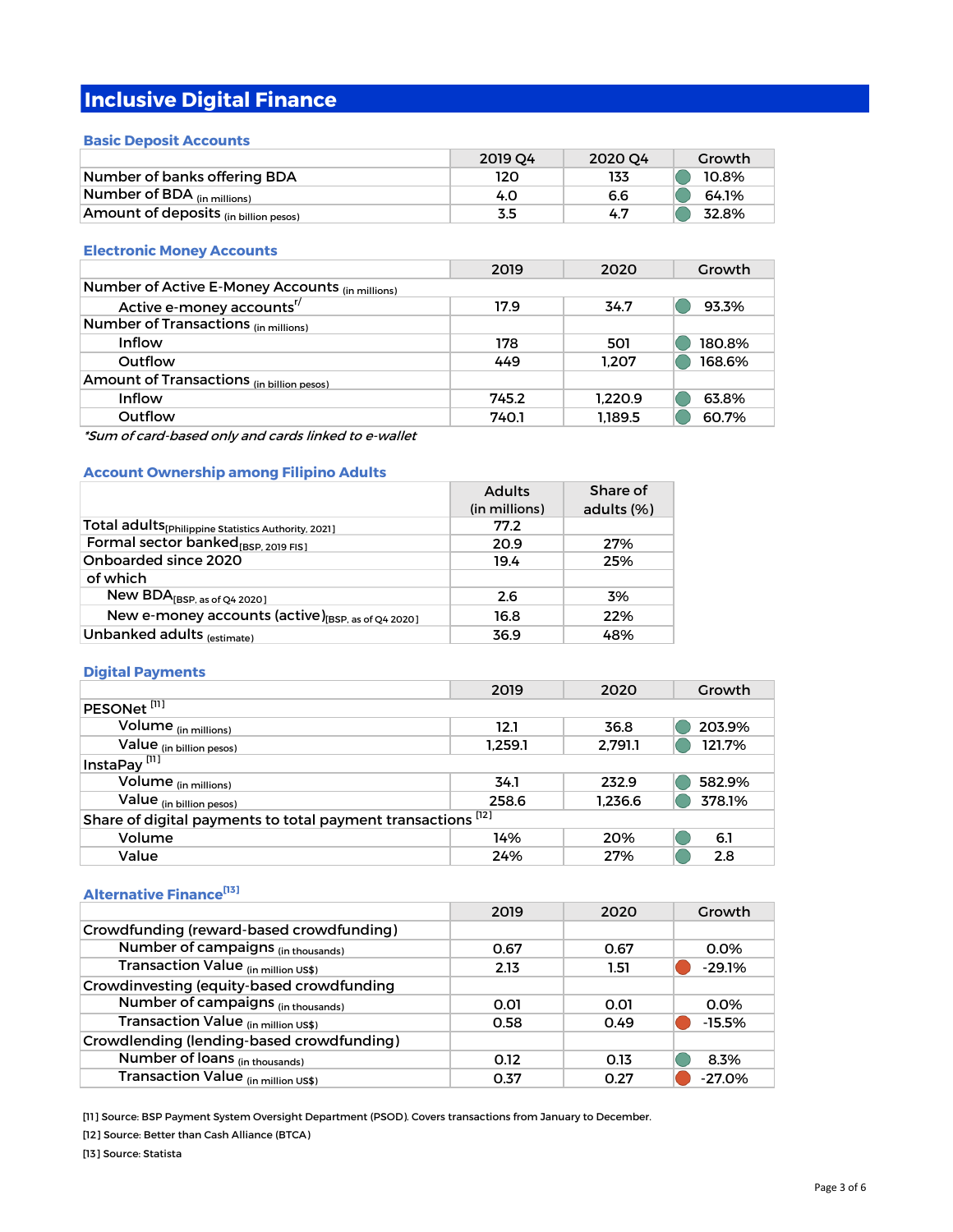# Inclusive Digital Finance

### Basic Deposit Accounts

| | 2019 Q4 | 2020 Q4 | Growth |
|---|---|---|---|
| Number of banks offering BDA | 120 | 133 | 10.8% |
| Number of BDA (in millions) | 4.0 | 6.6 | 64.1% |
| Amount of deposits (in billion pesos) | 3.5 | 4.7 | 32.8% |

### Electronic Money Accounts

| | 2019 | 2020 | Growth |
|---|---|---|---|
| Number of Active E-Money Accounts (in millions) | | | |
| Active e-money accounts r/ | 17.9 | 34.7 | 93.3% |
| Number of Transactions (in millions) | | | |
| Inflow | 178 | 501 | 180.8% |
| Outflow | 449 | 1,207 | 168.6% |
| Amount of Transactions (in billion pesos) | | | |
| Inflow | 745.2 | 1,220.9 | 63.8% |
| Outflow | 740.1 | 1,189.5 | 60.7% |

*\*Sum of card-based only and cards linked to e-wallet*

### Account Ownership among Filipino Adults

| | Adults (in millions) | Share of adults (%) |
|---|---|---|
| Total adults [Philippine Statistics Authority, 2021] | 77.2 | |
| Formal sector banked [BSP, 2019 FIS] | 20.9 | 27% |
| Onboarded since 2020 | 19.4 | 25% |
| of which | | |
| New BDA [BSP, as of Q4 2020] | 2.6 | 3% |
| New e-money accounts (active) [BSP, as of Q4 2020] | 16.8 | 22% |
| Unbanked adults (estimate) | 36.9 | 48% |

### Digital Payments

| | 2019 | 2020 | Growth |
|---|---|---|---|
| PESONet [11] | | | |
| Volume (in millions) | 12.1 | 36.8 | 203.9% |
| Value (in billion pesos) | 1,259.1 | 2,791.1 | 121.7% |
| InstaPay [11] | | | |
| Volume (in millions) | 34.1 | 232.9 | 582.9% |
| Value (in billion pesos) | 258.6 | 1,236.6 | 378.1% |
| Share of digital payments to total payment transactions [12] | | | |
| Volume | 14% | 20% | 6.1 |
| Value | 24% | 27% | 2.8 |

### Alternative Finance[13]

| | 2019 | 2020 | Growth |
|---|---|---|---|
| Crowdfunding (reward-based crowdfunding) | | | |
| Number of campaigns (in thousands) | 0.67 | 0.67 | 0.0% |
| Transaction Value (in million US$) | 2.13 | 1.51 | -29.1% |
| Crowdinvesting (equity-based crowdfunding | | | |
| Number of campaigns (in thousands) | 0.01 | 0.01 | 0.0% |
| Transaction Value (in million US$) | 0.58 | 0.49 | -15.5% |
| Crowdlending (lending-based crowdfunding) | | | |
| Number of loans (in thousands) | 0.12 | 0.13 | 8.3% |
| Transaction Value (in million US$) | 0.37 | 0.27 | -27.0% |

[11] Source: BSP Payment System Oversight Department (PSOD). Covers transactions from January to December.

[12] Source: Better than Cash Alliance (BTCA)

[13] Source: Statista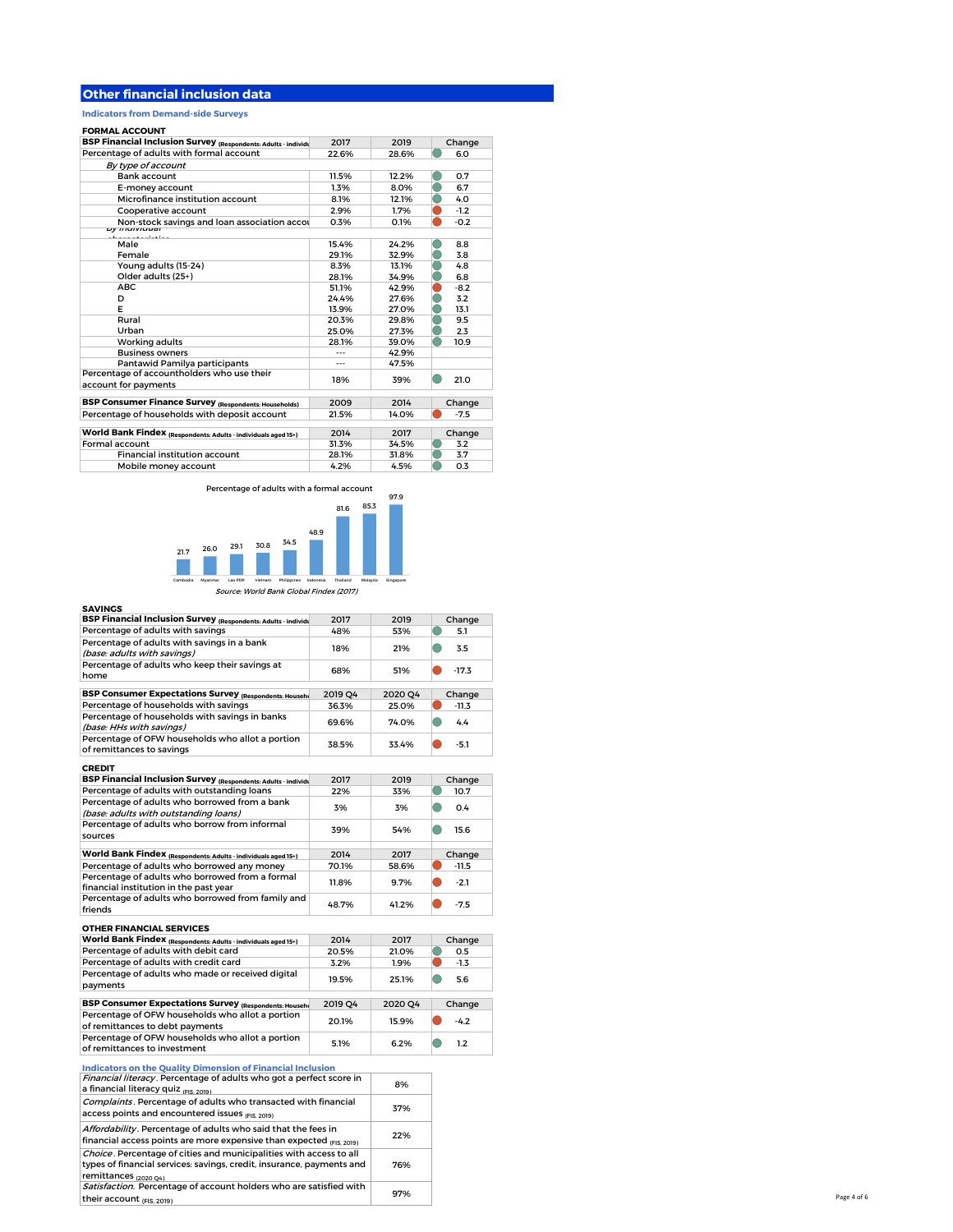## Other financial inclusion data

### Indicators from Demand-side Surveys

**FORMAL ACCOUNT**

| **BSP Financial Inclusion Survey** (Respondents: Adults - individu | 2017 | 2019 | Change |
|---|---|---|---|
| Percentage of adults with formal account | 22.6% | 28.6% | 6.0 |
| *By type of account* | | | |
| Bank account | 11.5% | 12.2% | 0.7 |
| E-money account | 1.3% | 8.0% | 6.7 |
| Microfinance institution account | 8.1% | 12.1% | 4.0 |
| Cooperative account | 2.9% | 1.7% | -1.2 |
| Non-stock savings and loan association accou | 0.3% | 0.1% | -0.2 |
| *By individual characteristics* | | | |
| Male | 15.4% | 24.2% | 8.8 |
| Female | 29.1% | 32.9% | 3.8 |
| Young adults (15-24) | 8.3% | 13.1% | 4.8 |
| Older adults (25+) | 28.1% | 34.9% | 6.8 |
| ABC | 51.1% | 42.9% | -8.2 |
| D | 24.4% | 27.6% | 3.2 |
| E | 13.9% | 27.0% | 13.1 |
| Rural | 20.3% | 29.8% | 9.5 |
| Urban | 25.0% | 27.3% | 2.3 |
| Working adults | 28.1% | 39.0% | 10.9 |
| Business owners | --- | 42.9% | |
| Pantawid Pamilya participants | --- | 47.5% | |
| Percentage of accountholders who use their account for payments | 18% | 39% | 21.0 |

| **BSP Consumer Finance Survey** (Respondents: Households) | 2009 | 2014 | Change |
|---|---|---|---|
| Percentage of households with deposit account | 21.5% | 14.0% | -7.5 |

| **World Bank Findex** (Respondents: Adults - individuals aged 15+) | 2014 | 2017 | Change |
|---|---|---|---|
| Formal account | 31.3% | 34.5% | 3.2 |
| Financial institution account | 28.1% | 31.8% | 3.7 |
| Mobile money account | 4.2% | 4.5% | 0.3 |

Percentage of adults with a formal account

| Cambodia | Myanmar | Lao PDR | Vietnam | Philippines | Indonesia | Thailand | Malaysia | Singapore |
|---|---|---|---|---|---|---|---|---|
| 21.7 | 26.0 | 29.1 | 30.8 | 34.5 | 48.9 | 81.6 | 85.3 | 97.9 |

*Source: World Bank Global Findex (2017)*

**SAVINGS**

| **BSP Financial Inclusion Survey** (Respondents: Adults - individu | 2017 | 2019 | Change |
|---|---|---|---|
| Percentage of adults with savings | 48% | 53% | 5.1 |
| Percentage of adults with savings in a bank *(base: adults with savings)* | 18% | 21% | 3.5 |
| Percentage of adults who keep their savings at home | 68% | 51% | -17.3 |

| **BSP Consumer Expectations Survey** (Respondents: Househo | 2019 Q4 | 2020 Q4 | Change |
|---|---|---|---|
| Percentage of households with savings | 36.3% | 25.0% | -11.3 |
| Percentage of households with savings in banks *(base: HHs with savings)* | 69.6% | 74.0% | 4.4 |
| Percentage of OFW households who allot a portion of remittances to savings | 38.5% | 33.4% | -5.1 |

**CREDIT**

| **BSP Financial Inclusion Survey** (Respondents: Adults - individu | 2017 | 2019 | Change |
|---|---|---|---|
| Percentage of adults with outstanding loans | 22% | 33% | 10.7 |
| Percentage of adults who borrowed from a bank *(base: adults with outstanding loans)* | 3% | 3% | 0.4 |
| Percentage of adults who borrow from informal sources | 39% | 54% | 15.6 |

| **World Bank Findex** (Respondents: Adults - individuals aged 15+) | 2014 | 2017 | Change |
|---|---|---|---|
| Percentage of adults who borrowed any money | 70.1% | 58.6% | -11.5 |
| Percentage of adults who borrowed from a formal financial institution in the past year | 11.8% | 9.7% | -2.1 |
| Percentage of adults who borrowed from family and friends | 48.7% | 41.2% | -7.5 |

**OTHER FINANCIAL SERVICES**

| **World Bank Findex** (Respondents: Adults - individuals aged 15+) | 2014 | 2017 | Change |
|---|---|---|---|
| Percentage of adults with debit card | 20.5% | 21.0% | 0.5 |
| Percentage of adults with credit card | 3.2% | 1.9% | -1.3 |
| Percentage of adults who made or received digital payments | 19.5% | 25.1% | 5.6 |

| **BSP Consumer Expectations Survey** (Respondents: Househo | 2019 Q4 | 2020 Q4 | Change |
|---|---|---|---|
| Percentage of OFW households who allot a portion of remittances to debt payments | 20.1% | 15.9% | -4.2 |
| Percentage of OFW households who allot a portion of remittances to investment | 5.1% | 6.2% | 1.2 |

### Indicators on the Quality Dimension of Financial Inclusion

| Indicator | Value |
|---|---|
| *Financial literacy*. Percentage of adults who got a perfect score in a financial literacy quiz (FIS, 2019) | 8% |
| *Complaints*. Percentage of adults who transacted with financial access points and encountered issues (FIS, 2019) | 37% |
| *Affordability*. Percentage of adults who said that the fees in financial access points are more expensive than expected (FIS, 2019) | 22% |
| *Choice*. Percentage of cities and municipalities with access to all types of financial services: savings, credit, insurance, payments and remittances (2020 Q4) | 76% |
| *Satisfaction*. Percentage of account holders who are satisfied with their account (FIS, 2019) | 97% |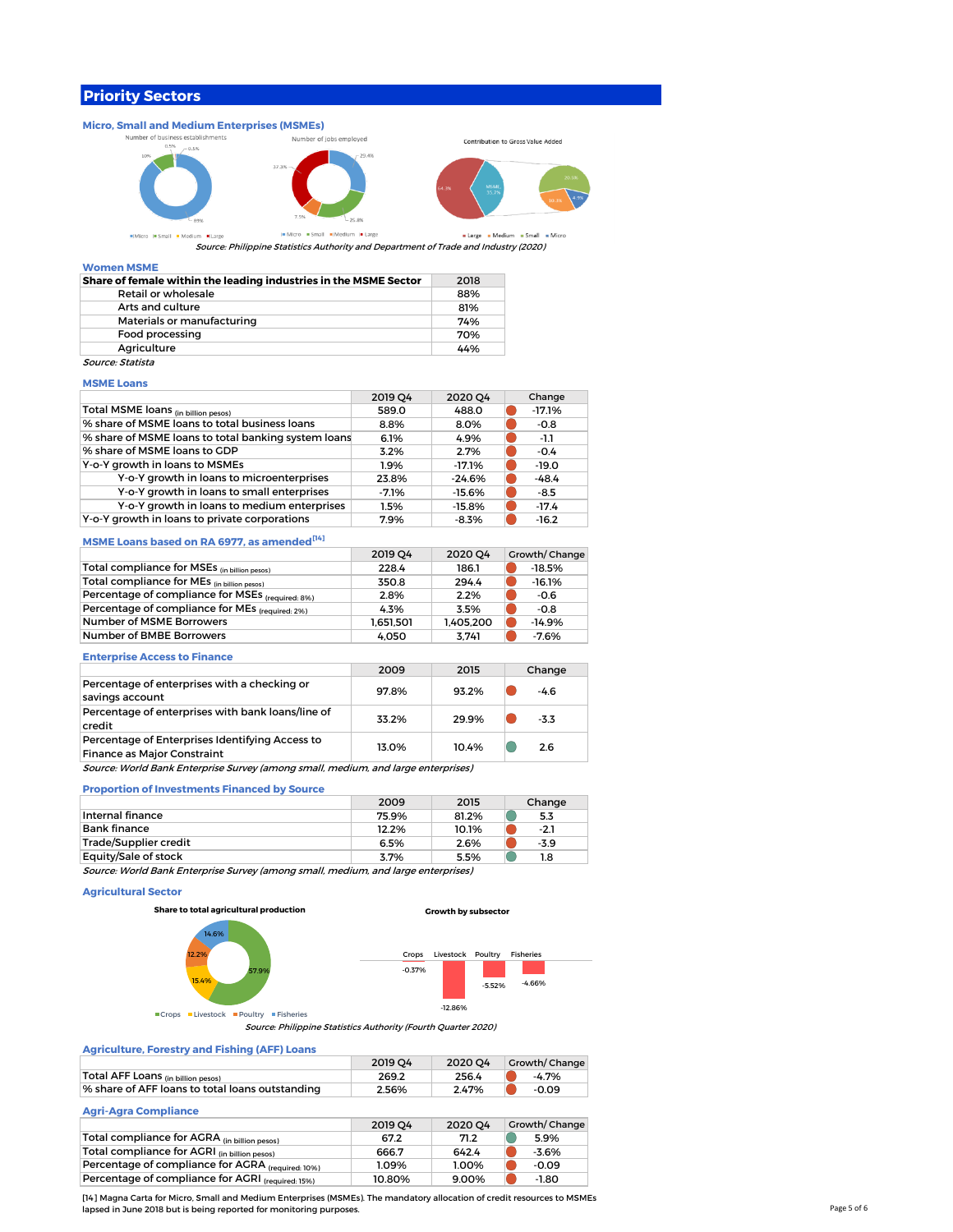## Priority Sectors

### Micro, Small and Medium Enterprises (MSMEs)

Number of business establishments

Number of jobs employed

Contribution to Gross Value Added

*Source: Philippine Statistics Authority and Department of Trade and Industry (2020)*

### Women MSME

| Share of female within the leading industries in the MSME Sector | 2018 |
|---|---|
| Retail or wholesale | 88% |
| Arts and culture | 81% |
| Materials or manufacturing | 74% |
| Food processing | 70% |
| Agriculture | 44% |

*Source: Statista*

### MSME Loans

| | 2019 Q4 | 2020 Q4 | Change |
|---|---|---|---|
| Total MSME loans (in billion pesos) | 589.0 | 488.0 | -17.1% |
| % share of MSME loans to total business loans | 8.8% | 8.0% | -0.8 |
| % share of MSME loans to total banking system loans | 6.1% | 4.9% | -1.1 |
| % share of MSME loans to GDP | 3.2% | 2.7% | -0.4 |
| Y-o-Y growth in loans to MSMEs | 1.9% | -17.1% | -19.0 |
| Y-o-Y growth in loans to microenterprises | 23.8% | -24.6% | -48.4 |
| Y-o-Y growth in loans to small enterprises | -7.1% | -15.6% | -8.5 |
| Y-o-Y growth in loans to medium enterprises | 1.5% | -15.8% | -17.4 |
| Y-o-Y growth in loans to private corporations | 7.9% | -8.3% | -16.2 |

### MSME Loans based on RA 6977, as amended[14]

| | 2019 Q4 | 2020 Q4 | Growth/ Change |
|---|---|---|---|
| Total compliance for MSEs (in billion pesos) | 228.4 | 186.1 | -18.5% |
| Total compliance for MEs (in billion pesos) | 350.8 | 294.4 | -16.1% |
| Percentage of compliance for MSEs (required: 8%) | 2.8% | 2.2% | -0.6 |
| Percentage of compliance for MEs (required: 2%) | 4.3% | 3.5% | -0.8 |
| Number of MSME Borrowers | 1,651,501 | 1,405,200 | -14.9% |
| Number of BMBE Borrowers | 4,050 | 3,741 | -7.6% |

### Enterprise Access to Finance

| | 2009 | 2015 | Change |
|---|---|---|---|
| Percentage of enterprises with a checking or savings account | 97.8% | 93.2% | -4.6 |
| Percentage of enterprises with bank loans/line of credit | 33.2% | 29.9% | -3.3 |
| Percentage of Enterprises Identifying Access to Finance as Major Constraint | 13.0% | 10.4% | 2.6 |

*Source: World Bank Enterprise Survey (among small, medium, and large enterprises)*

### Proportion of Investments Financed by Source

| | 2009 | 2015 | Change |
|---|---|---|---|
| Internal finance | 75.9% | 81.2% | 5.3 |
| Bank finance | 12.2% | 10.1% | -2.1 |
| Trade/Supplier credit | 6.5% | 2.6% | -3.9 |
| Equity/Sale of stock | 3.7% | 5.5% | 1.8 |

*Source: World Bank Enterprise Survey (among small, medium, and large enterprises)*

### Agricultural Sector

Share to total agricultural production

Growth by subsector

*Source: Philippine Statistics Authority (Fourth Quarter 2020)*

### Agriculture, Forestry and Fishing (AFF) Loans

| | 2019 Q4 | 2020 Q4 | Growth/ Change |
|---|---|---|---|
| Total AFF Loans (in billion pesos) | 269.2 | 256.4 | -4.7% |
| % share of AFF loans to total loans outstanding | 2.56% | 2.47% | -0.09 |

### Agri-Agra Compliance

| | 2019 Q4 | 2020 Q4 | Growth/ Change |
|---|---|---|---|
| Total compliance for AGRA (in billion pesos) | 67.2 | 71.2 | 5.9% |
| Total compliance for AGRI (in billion pesos) | 666.7 | 642.4 | -3.6% |
| Percentage of compliance for AGRA (required: 10%) | 1.09% | 1.00% | -0.09 |
| Percentage of compliance for AGRI (required: 15%) | 10.80% | 9.00% | -1.80 |

[14] Magna Carta for Micro, Small and Medium Enterprises (MSMEs). The mandatory allocation of credit resources to MSMEs lapsed in June 2018 but is being reported for monitoring purposes.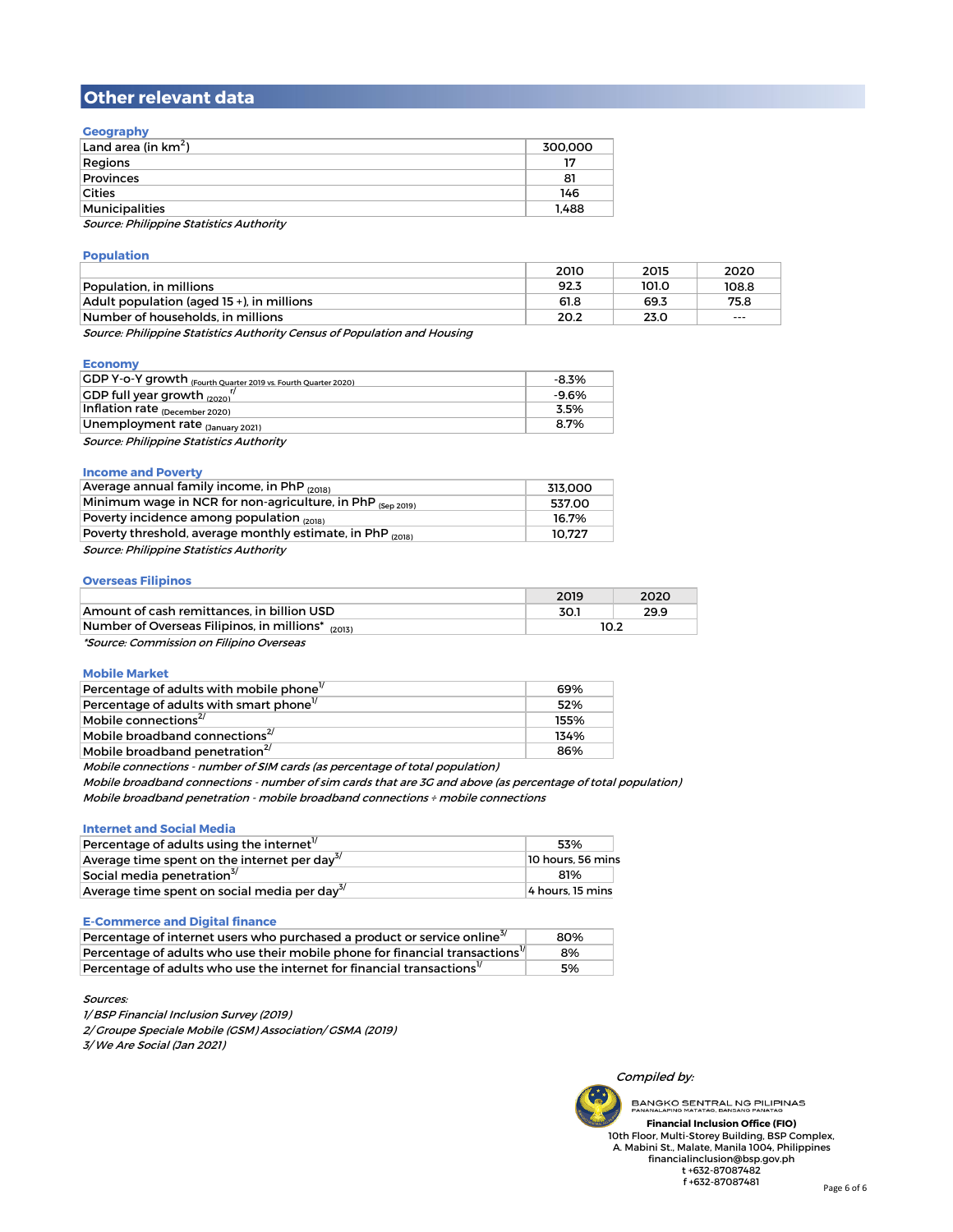## Other relevant data

### Geography

| | |
|---|---|
| Land area (in km$^2$) | 300,000 |
| Regions | 17 |
| Provinces | 81 |
| Cities | 146 |
| Municipalities | 1,488 |

*Source: Philippine Statistics Authority*

### Population

| | 2010 | 2015 | 2020 |
|---|---|---|---|
| Population, in millions | 92.3 | 101.0 | 108.8 |
| Adult population (aged 15 +), in millions | 61.8 | 69.3 | 75.8 |
| Number of households, in millions | 20.2 | 23.0 | --- |

*Source: Philippine Statistics Authority Census of Population and Housing*

### Economy

| | |
|---|---|
| GDP Y-o-Y growth (Fourth Quarter 2019 vs. Fourth Quarter 2020) | -8.3% |
| GDP full year growth (2020)[r/] | -9.6% |
| Inflation rate (December 2020) | 3.5% |
| Unemployment rate (January 2021) | 8.7% |

*Source: Philippine Statistics Authority*

### Income and Poverty

| | |
|---|---|
| Average annual family income, in PhP (2018) | 313,000 |
| Minimum wage in NCR for non-agriculture, in PhP (Sep 2019) | 537.00 |
| Poverty incidence among population (2018) | 16.7% |
| Poverty threshold, average monthly estimate, in PhP (2018) | 10,727 |

*Source: Philippine Statistics Authority*

### Overseas Filipinos

| | 2019 | 2020 |
|---|---|---|
| Amount of cash remittances, in billion USD | 30.1 | 29.9 |
| Number of Overseas Filipinos, in millions* (2013) | 10.2 | |

*\*Source: Commission on Filipino Overseas*

### Mobile Market

| | |
|---|---|
| Percentage of adults with mobile phone[1/] | 69% |
| Percentage of adults with smart phone[1/] | 52% |
| Mobile connections[2/] | 155% |
| Mobile broadband connections[2/] | 134% |
| Mobile broadband penetration[2/] | 86% |

*Mobile connections - number of SIM cards (as percentage of total population)*

*Mobile broadband connections - number of sim cards that are 3G and above (as percentage of total population)*

*Mobile broadband penetration - mobile broadband connections ÷ mobile connections*

### Internet and Social Media

| | |
|---|---|
| Percentage of adults using the internet[1/] | 53% |
| Average time spent on the internet per day[3/] | 10 hours, 56 mins |
| Social media penetration[3/] | 81% |
| Average time spent on social media per day[3/] | 4 hours, 15 mins |

### E-Commerce and Digital finance

| | |
|---|---|
| Percentage of internet users who purchased a product or service online[3/] | 80% |
| Percentage of adults who use their mobile phone for financial transactions[1/] | 8% |
| Percentage of adults who use the internet for financial transactions[1/] | 5% |

*Sources:*

*1/ BSP Financial Inclusion Survey (2019)*

*2/ Groupe Speciale Mobile (GSM) Association/ GSMA (2019)*

*3/ We Are Social (Jan 2021)*

*Compiled by:*

BANGKO SENTRAL NG PILIPINAS
PANANALAPING MATATAG, BANSANG PANATAG

**Financial Inclusion Office (FIO)**
10th Floor, Multi-Storey Building, BSP Complex,
A. Mabini St., Malate, Manila 1004, Philippines
financialinclusion@bsp.gov.ph
t +632-87087482
f +632-87087481